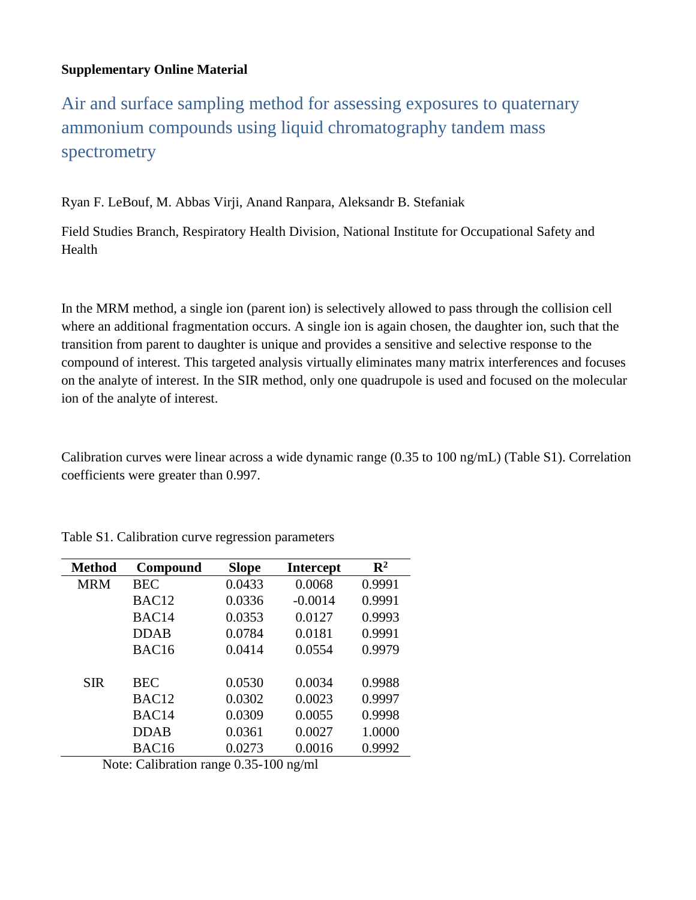**Supplementary Online Material**

# Air and surface sampling method for assessing exposures to quaternary ammonium compounds using liquid chromatography tandem mass spectrometry

Ryan F. LeBouf, M. Abbas Virji, Anand Ranpara, Aleksandr B. Stefaniak

Field Studies Branch, Respiratory Health Division, National Institute for Occupational Safety and Health

In the MRM method, a single ion (parent ion) is selectively allowed to pass through the collision cell where an additional fragmentation occurs. A single ion is again chosen, the daughter ion, such that the transition from parent to daughter is unique and provides a sensitive and selective response to the compound of interest. This targeted analysis virtually eliminates many matrix interferences and focuses on the analyte of interest. In the SIR method, only one quadrupole is used and focused on the molecular ion of the analyte of interest.

Calibration curves were linear across a wide dynamic range (0.35 to 100 ng/mL) (Table S1). Correlation coefficients were greater than 0.997.

Table S1. Calibration curve regression parameters

| Method | Compound | Slope | Intercept | $R^2$ |
|---|---|---|---|---|
| MRM | BEC | 0.0433 | 0.0068 | 0.9991 |
| | BAC12 | 0.0336 | -0.0014 | 0.9991 |
| | BAC14 | 0.0353 | 0.0127 | 0.9993 |
| | DDAB | 0.0784 | 0.0181 | 0.9991 |
| | BAC16 | 0.0414 | 0.0554 | 0.9979 |
| SIR | BEC | 0.0530 | 0.0034 | 0.9988 |
| | BAC12 | 0.0302 | 0.0023 | 0.9997 |
| | BAC14 | 0.0309 | 0.0055 | 0.9998 |
| | DDAB | 0.0361 | 0.0027 | 1.0000 |
| | BAC16 | 0.0273 | 0.0016 | 0.9992 |

Note: Calibration range 0.35-100 ng/ml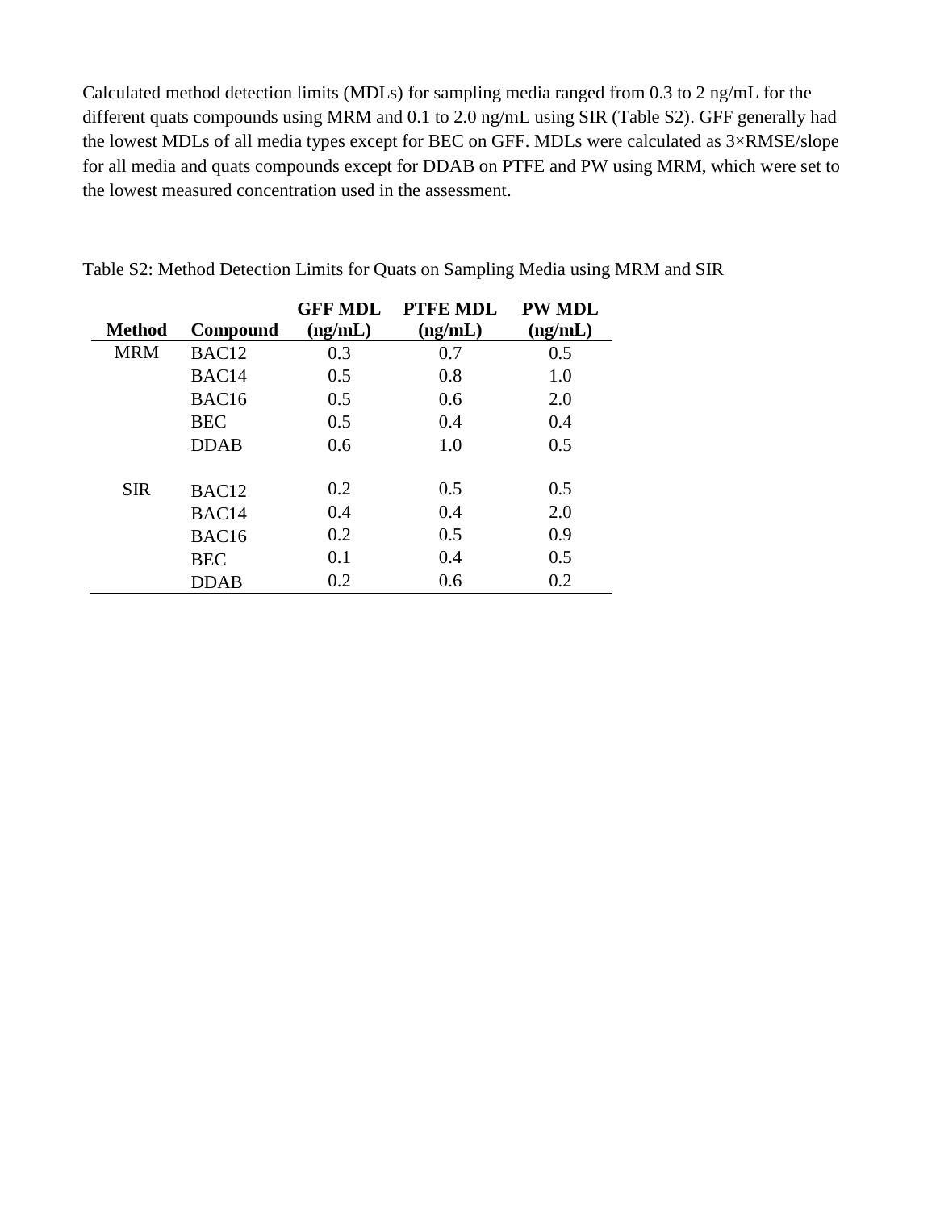Calculated method detection limits (MDLs) for sampling media ranged from 0.3 to 2 ng/mL for the different quats compounds using MRM and 0.1 to 2.0 ng/mL using SIR (Table S2). GFF generally had the lowest MDLs of all media types except for BEC on GFF. MDLs were calculated as 3×RMSE/slope for all media and quats compounds except for DDAB on PTFE and PW using MRM, which were set to the lowest measured concentration used in the assessment.

Table S2: Method Detection Limits for Quats on Sampling Media using MRM and SIR

| Method | Compound | GFF MDL (ng/mL) | PTFE MDL (ng/mL) | PW MDL (ng/mL) |
|---|---|---|---|---|
| MRM | BAC12 | 0.3 | 0.7 | 0.5 |
| | BAC14 | 0.5 | 0.8 | 1.0 |
| | BAC16 | 0.5 | 0.6 | 2.0 |
| | BEC | 0.5 | 0.4 | 0.4 |
| | DDAB | 0.6 | 1.0 | 0.5 |
| SIR | BAC12 | 0.2 | 0.5 | 0.5 |
| | BAC14 | 0.4 | 0.4 | 2.0 |
| | BAC16 | 0.2 | 0.5 | 0.9 |
| | BEC | 0.1 | 0.4 | 0.5 |
| | DDAB | 0.2 | 0.6 | 0.2 |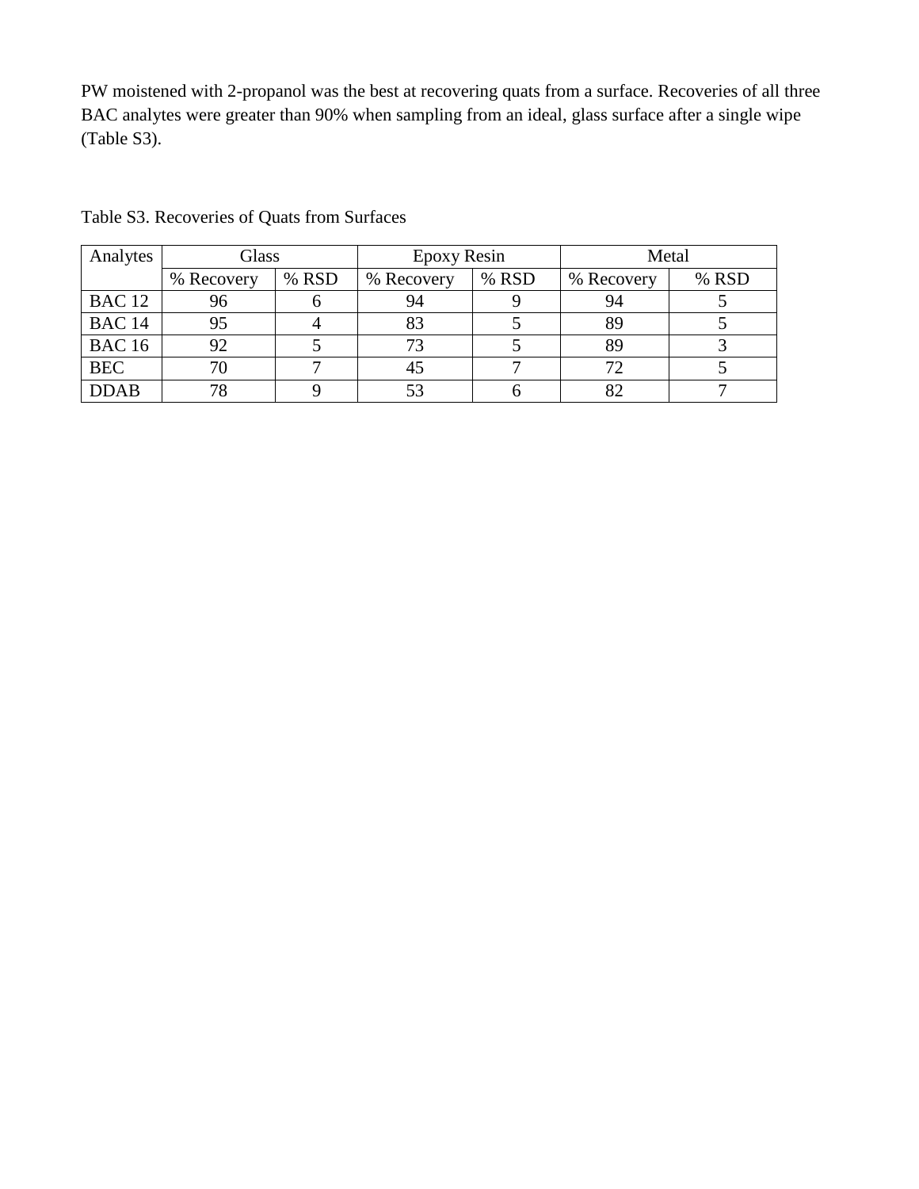PW moistened with 2-propanol was the best at recovering quats from a surface. Recoveries of all three BAC analytes were greater than 90% when sampling from an ideal, glass surface after a single wipe (Table S3).

Table S3. Recoveries of Quats from Surfaces

| Analytes | Glass | | Epoxy Resin | | Metal | |
|---|---|---|---|---|---|---|
| | % Recovery | % RSD | % Recovery | % RSD | % Recovery | % RSD |
| BAC 12 | 96 | 6 | 94 | 9 | 94 | 5 |
| BAC 14 | 95 | 4 | 83 | 5 | 89 | 5 |
| BAC 16 | 92 | 5 | 73 | 5 | 89 | 3 |
| BEC | 70 | 7 | 45 | 7 | 72 | 5 |
| DDAB | 78 | 9 | 53 | 6 | 82 | 7 |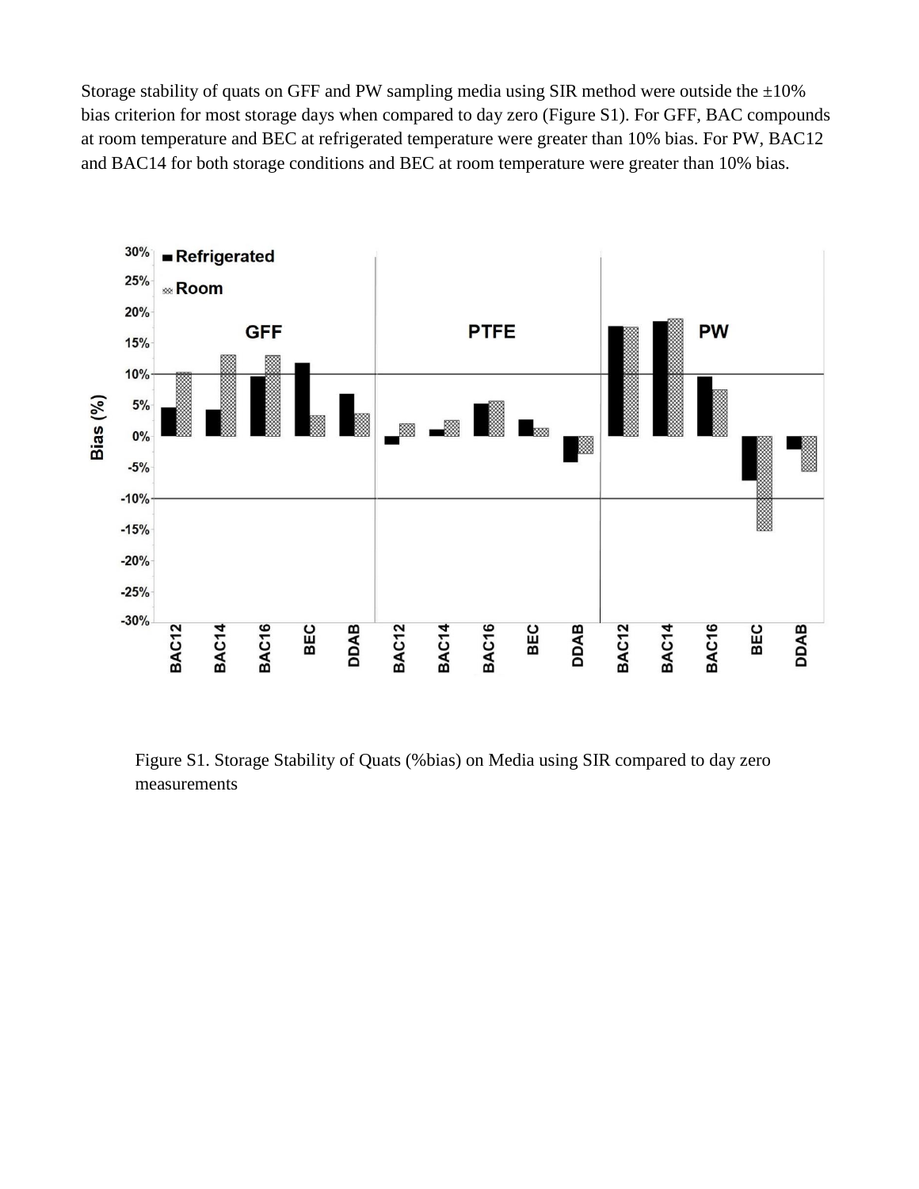Storage stability of quats on GFF and PW sampling media using SIR method were outside the ±10% bias criterion for most storage days when compared to day zero (Figure S1). For GFF, BAC compounds at room temperature and BEC at refrigerated temperature were greater than 10% bias. For PW, BAC12 and BAC14 for both storage conditions and BEC at room temperature were greater than 10% bias.

Refrigerated
Room

GFF
PTFE
PW

Bias (%)

30%
25%
20%
15%
10%
5%
0%
-5%
-10%
-15%
-20%
-25%
-30%

BAC12
BAC14
BAC16
BEC
DDAB
BAC12
BAC14
BAC16
BEC
DDAB
BAC12
BAC14
BAC16
BEC
DDAB

Figure S1. Storage Stability of Quats (%bias) on Media using SIR compared to day zero measurements